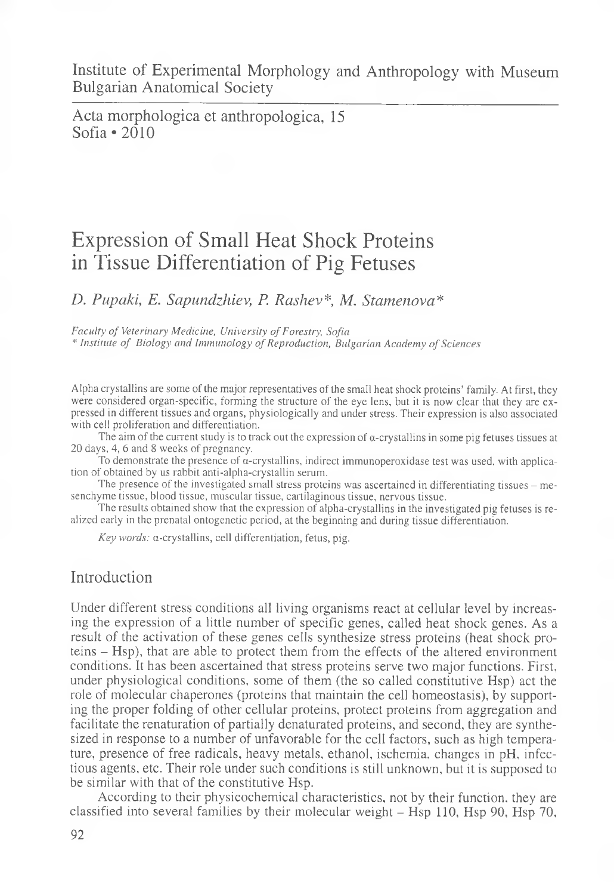Institute of Experimental Morphology and Anthropology with Museum
Bulgarian Anatomical Society

Acta morphologica et anthropologica, 15
Sofia • 2010

# Expression of Small Heat Shock Proteins in Tissue Differentiation of Pig Fetuses

*D. Pupaki, E. Sapundzhiev, P. Rashev\*, M. Stamenova\**

*Faculty of Veterinary Medicine, University of Forestry, Sofia*
*\* Institute of Biology and Immunology of Reproduction, Bulgarian Academy of Sciences*

Alpha crystallins are some of the major representatives of the small heat shock proteins' family. At first, they were considered organ-specific, forming the structure of the eye lens, but it is now clear that they are expressed in different tissues and organs, physiologically and under stress. Their expression is also associated with cell proliferation and differentiation.

The aim of the current study is to track out the expression of α-crystallins in some pig fetuses tissues at 20 days, 4, 6 and 8 weeks of pregnancy.

To demonstrate the presence of α-crystallins, indirect immunoperoxidase test was used, with application of obtained by us rabbit anti-alpha-crystallin serum.

The presence of the investigated small stress proteins was ascertained in differentiating tissues – mesenchyme tissue, blood tissue, muscular tissue, cartilaginous tissue, nervous tissue.

The results obtained show that the expression of alpha-crystallins in the investigated pig fetuses is realized early in the prenatal ontogenetic period, at the beginning and during tissue differentiation.

*Key words:* α-crystallins, cell differentiation, fetus, pig.

## Introduction

Under different stress conditions all living organisms react at cellular level by increasing the expression of a little number of specific genes, called heat shock genes. As a result of the activation of these genes cells synthesize stress proteins (heat shock proteins – Hsp), that are able to protect them from the effects of the altered environment conditions. It has been ascertained that stress proteins serve two major functions. First, under physiological conditions, some of them (the so called constitutive Hsp) act the role of molecular chaperones (proteins that maintain the cell homeostasis), by supporting the proper folding of other cellular proteins, protect proteins from aggregation and facilitate the renaturation of partially denaturated proteins, and second, they are synthesized in response to a number of unfavorable for the cell factors, such as high temperature, presence of free radicals, heavy metals, ethanol, ischemia, changes in pH, infectious agents, etc. Their role under such conditions is still unknown, but it is supposed to be similar with that of the constitutive Hsp.

According to their physicochemical characteristics, not by their function, they are classified into several families by their molecular weight – Hsp 110, Hsp 90, Hsp 70,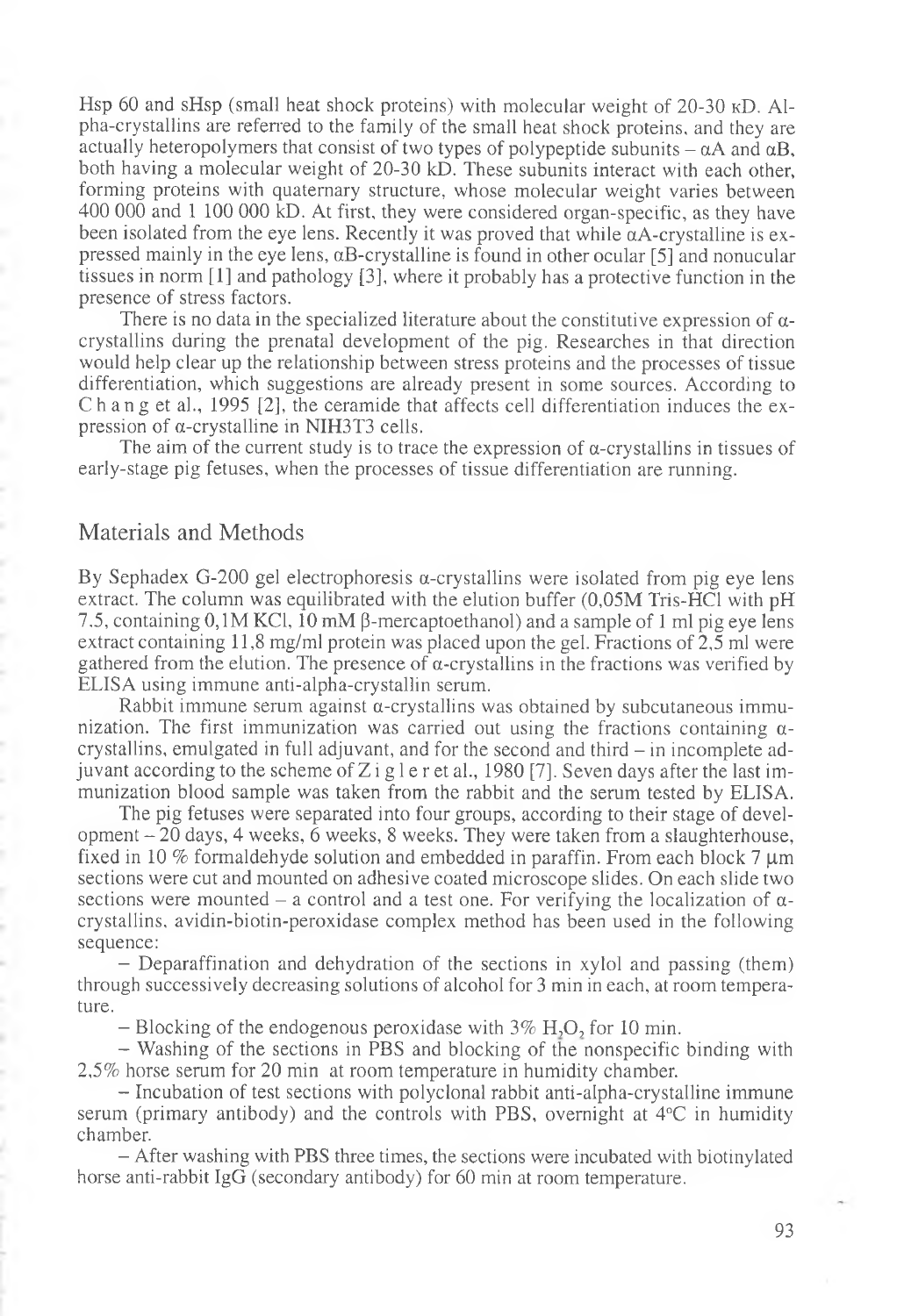Hsp 60 and sHsp (small heat shock proteins) with molecular weight of 20-30 кD. Alpha-crystallins are referred to the family of the small heat shock proteins, and they are actually heteropolymers that consist of two types of polypeptide subunits – αA and αB, both having a molecular weight of 20-30 kD. These subunits interact with each other, forming proteins with quaternary structure, whose molecular weight varies between 400 000 and 1 100 000 kD. At first, they were considered organ-specific, as they have been isolated from the eye lens. Recently it was proved that while αA-crystalline is expressed mainly in the eye lens, αB-crystalline is found in other ocular [5] and nonucular tissues in norm [1] and pathology [3], where it probably has a protective function in the presence of stress factors.

There is no data in the specialized literature about the constitutive expression of α-crystallins during the prenatal development of the pig. Researches in that direction would help clear up the relationship between stress proteins and the processes of tissue differentiation, which suggestions are already present in some sources. According to Chang et al., 1995 [2], the ceramide that affects cell differentiation induces the expression of α-crystalline in NIH3T3 cells.

The aim of the current study is to trace the expression of α-crystallins in tissues of early-stage pig fetuses, when the processes of tissue differentiation are running.

## Materials and Methods

By Sephadex G-200 gel electrophoresis α-crystallins were isolated from pig eye lens extract. The column was equilibrated with the elution buffer (0,05M Tris-HCl with pH 7,5, containing 0,1M KCl, 10 mM β-mercaptoethanol) and a sample of 1 ml pig eye lens extract containing 11,8 mg/ml protein was placed upon the gel. Fractions of 2,5 ml were gathered from the elution. The presence of α-crystallins in the fractions was verified by ELISA using immune anti-alpha-crystallin serum.

Rabbit immune serum against α-crystallins was obtained by subcutaneous immunization. The first immunization was carried out using the fractions containing α-crystallins, emulgated in full adjuvant, and for the second and third – in incomplete adjuvant according to the scheme of Zigler et al., 1980 [7]. Seven days after the last immunization blood sample was taken from the rabbit and the serum tested by ELISA.

The pig fetuses were separated into four groups, according to their stage of development – 20 days, 4 weeks, 6 weeks, 8 weeks. They were taken from a slaughterhouse, fixed in 10 % formaldehyde solution and embedded in paraffin. From each block 7 μm sections were cut and mounted on adhesive coated microscope slides. On each slide two sections were mounted – a control and a test one. For verifying the localization of α-crystallins, avidin-biotin-peroxidase complex method has been used in the following sequence:

– Deparaffination and dehydration of the sections in xylol and passing (them) through successively decreasing solutions of alcohol for 3 min in each, at room temperature.

– Blocking of the endogenous peroxidase with 3% $H_2O_2$ for 10 min.

– Washing of the sections in PBS and blocking of the nonspecific binding with 2,5% horse serum for 20 min at room temperature in humidity chamber.

– Incubation of test sections with polyclonal rabbit anti-alpha-crystalline immune serum (primary antibody) and the controls with PBS, overnight at 4°C in humidity chamber.

– After washing with PBS three times, the sections were incubated with biotinylated horse anti-rabbit IgG (secondary antibody) for 60 min at room temperature.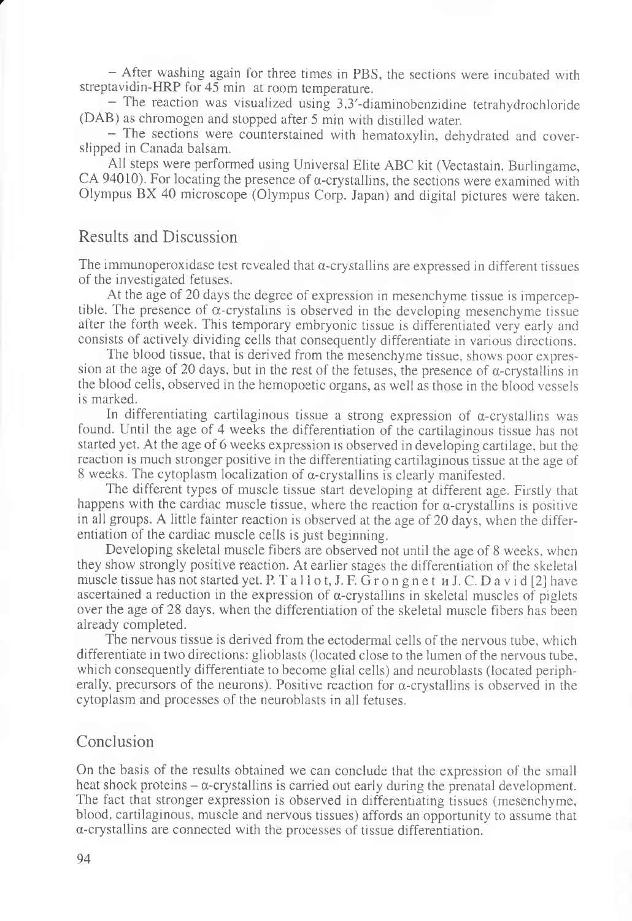– After washing again for three times in PBS, the sections were incubated with streptavidin-HRP for 45 min at room temperature.

– The reaction was visualized using 3,3′-diaminobenzidine tetrahydrochloride (DAB) as chromogen and stopped after 5 min with distilled water.

– The sections were counterstained with hematoxylin, dehydrated and cover-slipped in Canada balsam.

All steps were performed using Universal Elite ABC kit (Vectastain, Burlingame, CA 94010). For locating the presence of α-crystallins, the sections were examined with Olympus BX 40 microscope (Olympus Corp. Japan) and digital pictures were taken.

## Results and Discussion

The immunoperoxidase test revealed that α-crystallins are expressed in different tissues of the investigated fetuses.

At the age of 20 days the degree of expression in mesenchyme tissue is imperceptible. The presence of α-crystalins is observed in the developing mesenchyme tissue after the forth week. This temporary embryonic tissue is differentiated very early and consists of actively dividing cells that consequently differentiate in various directions.

The blood tissue, that is derived from the mesenchyme tissue, shows poor expression at the age of 20 days, but in the rest of the fetuses, the presence of α-crystallins in the blood cells, observed in the hemopoetic organs, as well as those in the blood vessels is marked.

In differentiating cartilaginous tissue a strong expression of α-crystallins was found. Until the age of 4 weeks the differentiation of the cartilaginous tissue has not started yet. At the age of 6 weeks expression is observed in developing cartilage, but the reaction is much stronger positive in the differentiating cartilaginous tissue at the age of 8 weeks. The cytoplasm localization of α-crystallins is clearly manifested.

The different types of muscle tissue start developing at different age. Firstly that happens with the cardiac muscle tissue, where the reaction for α-crystallins is positive in all groups. A little fainter reaction is observed at the age of 20 days, when the differentiation of the cardiac muscle cells is just beginning.

Developing skeletal muscle fibers are observed not until the age of 8 weeks, when they show strongly positive reaction. At earlier stages the differentiation of the skeletal muscle tissue has not started yet. P. Tallot, J. F. Grongnet и J. C. David [2] have ascertained a reduction in the expression of α-crystallins in skeletal muscles of piglets over the age of 28 days, when the differentiation of the skeletal muscle fibers has been already completed.

The nervous tissue is derived from the ectodermal cells of the nervous tube, which differentiate in two directions: glioblasts (located close to the lumen of the nervous tube, which consequently differentiate to become glial cells) and neuroblasts (located peripherally, precursors of the neurons). Positive reaction for α-crystallins is observed in the cytoplasm and processes of the neuroblasts in all fetuses.

## Conclusion

On the basis of the results obtained we can conclude that the expression of the small heat shock proteins – α-crystallins is carried out early during the prenatal development. The fact that stronger expression is observed in differentiating tissues (mesenchyme, blood, cartilaginous, muscle and nervous tissues) affords an opportunity to assume that α-crystallins are connected with the processes of tissue differentiation.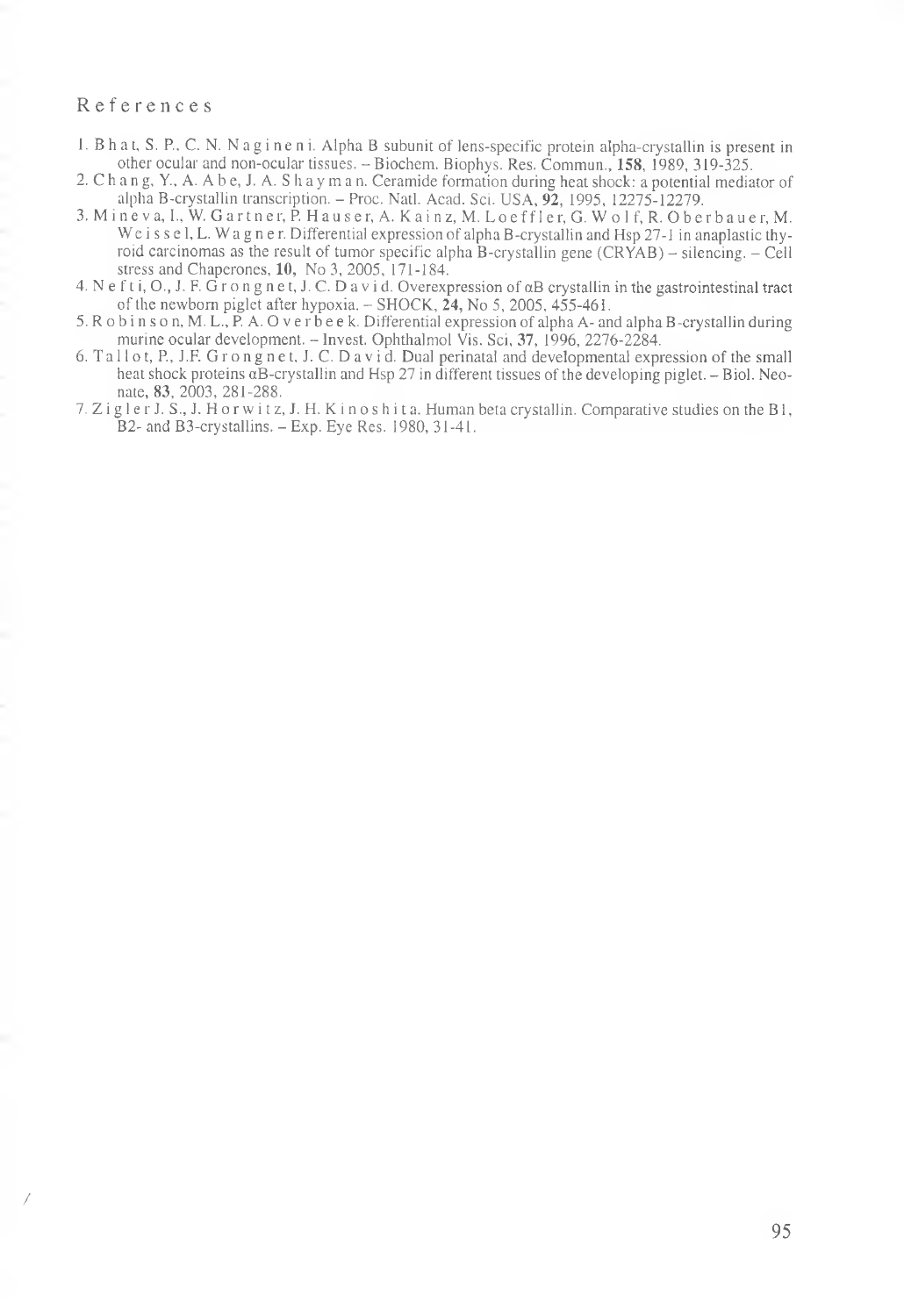## References

1. Bhat, S. P., C. N. Nagineni. Alpha B subunit of lens-specific protein alpha-crystallin is present in other ocular and non-ocular tissues. – Biochem. Biophys. Res. Commun., **158**, 1989, 319-325.
2. Chang, Y., A. Abe, J. A. Shayman. Ceramide formation during heat shock: a potential mediator of alpha B-crystallin transcription. – Proc. Natl. Acad. Sci. USA, **92**, 1995, 12275-12279.
3. Mineva, I., W. Gartner, P. Hauser, A. Kainz, M. Loeffler, G. Wolf, R. Oberbauer, M. Weissel, L. Wagner. Differential expression of alpha B-crystallin and Hsp 27-1 in anaplastic thyroid carcinomas as the result of tumor specific alpha B-crystallin gene (CRYAB) – silencing. – Cell stress and Chaperones, **10**, No 3, 2005, 171-184.
4. Nefti, O., J. F. Grongnet, J. C. David. Overexpression of αB crystallin in the gastrointestinal tract of the newborn piglet after hypoxia. – SHOCK, **24**, No 5, 2005, 455-461.
5. Robinson, M. L., P. A. Overbeek. Differential expression of alpha A- and alpha B-crystallin during murine ocular development. – Invest. Ophthalmol Vis. Sci, **37**, 1996, 2276-2284.
6. Tallot, P., J.F. Grongnet, J. C. David. Dual perinatal and developmental expression of the small heat shock proteins αB-crystallin and Hsp 27 in different tissues of the developing piglet. – Biol. Neonate, **83**, 2003, 281-288.
7. Zigler J. S., J. Horwitz, J. H. Kinoshita. Human beta crystallin. Comparative studies on the B1, B2- and B3-crystallins. – Exp. Eye Res. 1980, 31-41.